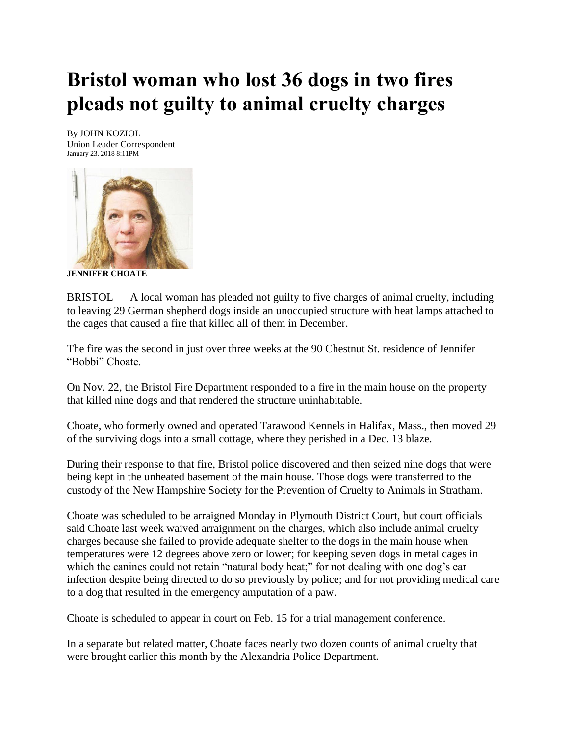# Bristol woman who lost 36 dogs in two fires pleads not guilty to animal cruelty charges

By JOHN KOZIOL
Union Leader Correspondent
January 23. 2018 8:11PM

**JENNIFER CHOATE**

BRISTOL — A local woman has pleaded not guilty to five charges of animal cruelty, including to leaving 29 German shepherd dogs inside an unoccupied structure with heat lamps attached to the cages that caused a fire that killed all of them in December.

The fire was the second in just over three weeks at the 90 Chestnut St. residence of Jennifer "Bobbi" Choate.

On Nov. 22, the Bristol Fire Department responded to a fire in the main house on the property that killed nine dogs and that rendered the structure uninhabitable.

Choate, who formerly owned and operated Tarawood Kennels in Halifax, Mass., then moved 29 of the surviving dogs into a small cottage, where they perished in a Dec. 13 blaze.

During their response to that fire, Bristol police discovered and then seized nine dogs that were being kept in the unheated basement of the main house. Those dogs were transferred to the custody of the New Hampshire Society for the Prevention of Cruelty to Animals in Stratham.

Choate was scheduled to be arraigned Monday in Plymouth District Court, but court officials said Choate last week waived arraignment on the charges, which also include animal cruelty charges because she failed to provide adequate shelter to the dogs in the main house when temperatures were 12 degrees above zero or lower; for keeping seven dogs in metal cages in which the canines could not retain "natural body heat;" for not dealing with one dog's ear infection despite being directed to do so previously by police; and for not providing medical care to a dog that resulted in the emergency amputation of a paw.

Choate is scheduled to appear in court on Feb. 15 for a trial management conference.

In a separate but related matter, Choate faces nearly two dozen counts of animal cruelty that were brought earlier this month by the Alexandria Police Department.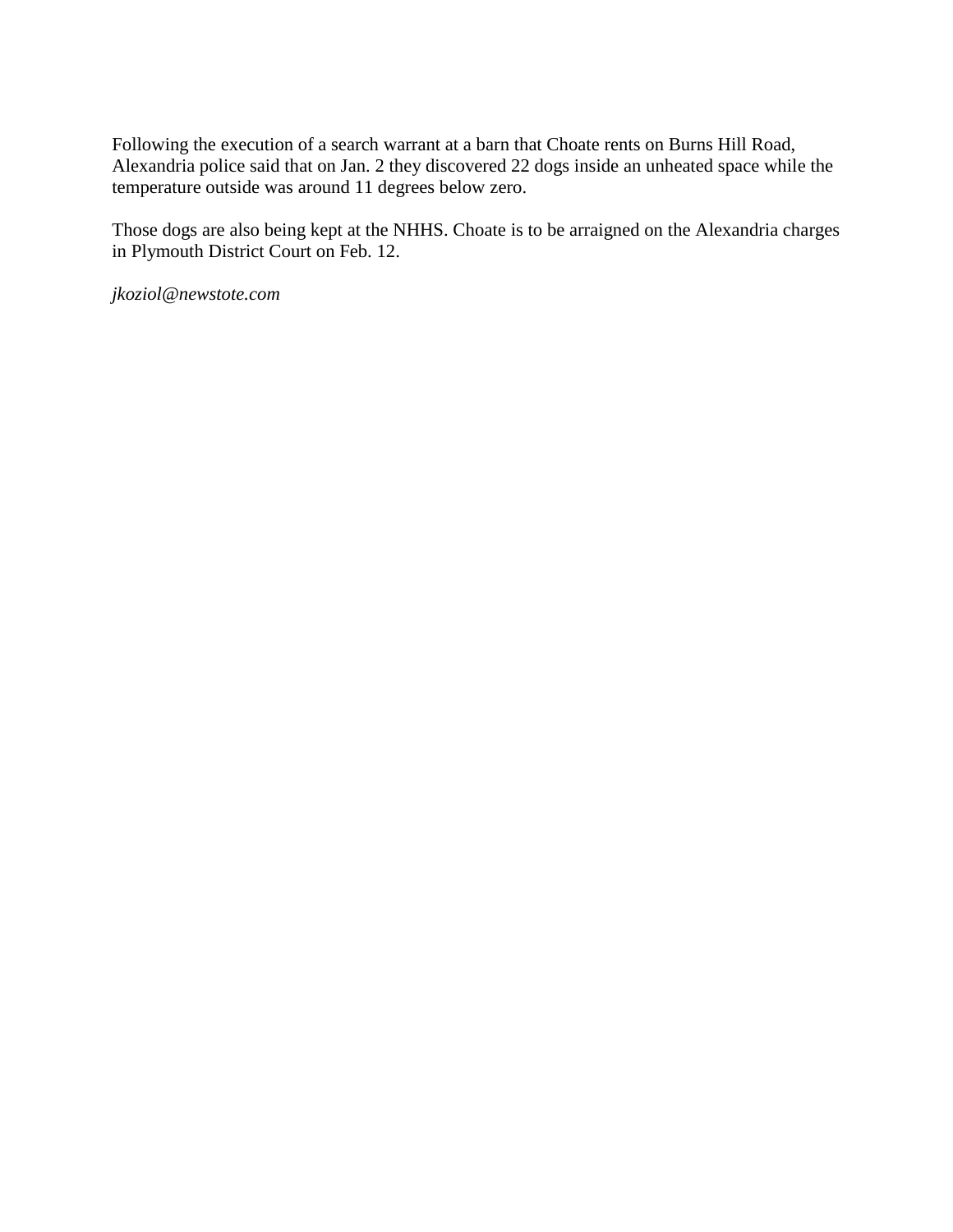Following the execution of a search warrant at a barn that Choate rents on Burns Hill Road, Alexandria police said that on Jan. 2 they discovered 22 dogs inside an unheated space while the temperature outside was around 11 degrees below zero.

Those dogs are also being kept at the NHHS. Choate is to be arraigned on the Alexandria charges in Plymouth District Court on Feb. 12.

*jkoziol@newstote.com*